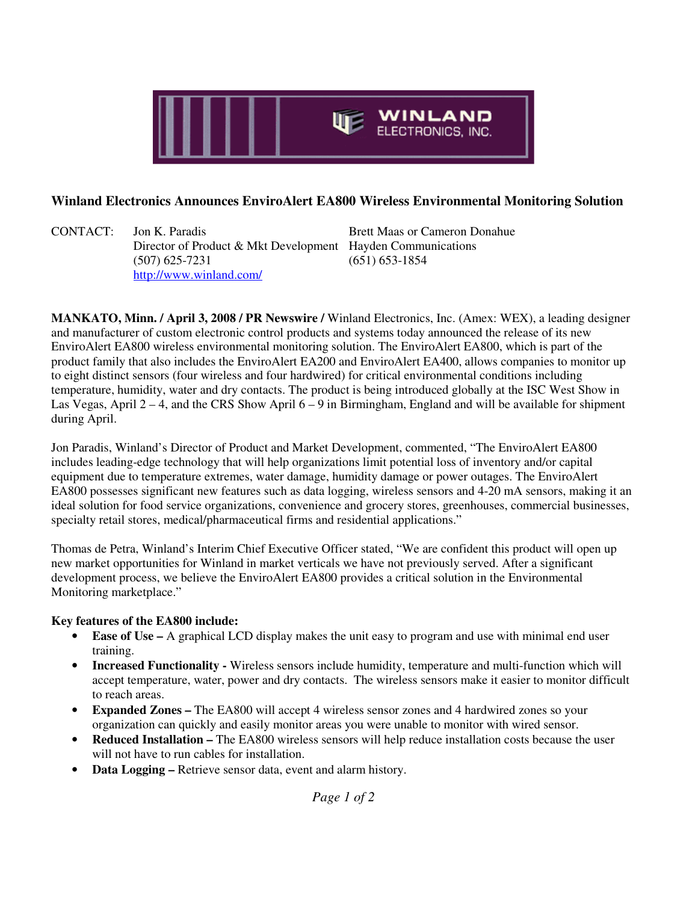# Winland Electronics Announces EnviroAlert EA800 Wireless Environmental Monitoring Solution

CONTACT: Jon K. Paradis
Director of Product & Mkt Development
(507) 625-7231
http://www.winland.com/

Brett Maas or Cameron Donahue
Hayden Communications
(651) 653-1854

**MANKATO, Minn. / April 3, 2008 / PR Newswire /** Winland Electronics, Inc. (Amex: WEX), a leading designer and manufacturer of custom electronic control products and systems today announced the release of its new EnviroAlert EA800 wireless environmental monitoring solution. The EnviroAlert EA800, which is part of the product family that also includes the EnviroAlert EA200 and EnviroAlert EA400, allows companies to monitor up to eight distinct sensors (four wireless and four hardwired) for critical environmental conditions including temperature, humidity, water and dry contacts. The product is being introduced globally at the ISC West Show in Las Vegas, April 2 – 4, and the CRS Show April 6 – 9 in Birmingham, England and will be available for shipment during April.

Jon Paradis, Winland's Director of Product and Market Development, commented, "The EnviroAlert EA800 includes leading-edge technology that will help organizations limit potential loss of inventory and/or capital equipment due to temperature extremes, water damage, humidity damage or power outages. The EnviroAlert EA800 possesses significant new features such as data logging, wireless sensors and 4-20 mA sensors, making it an ideal solution for food service organizations, convenience and grocery stores, greenhouses, commercial businesses, specialty retail stores, medical/pharmaceutical firms and residential applications."

Thomas de Petra, Winland's Interim Chief Executive Officer stated, "We are confident this product will open up new market opportunities for Winland in market verticals we have not previously served. After a significant development process, we believe the EnviroAlert EA800 provides a critical solution in the Environmental Monitoring marketplace."

**Key features of the EA800 include:**

- **Ease of Use –** A graphical LCD display makes the unit easy to program and use with minimal end user training.
- **Increased Functionality -** Wireless sensors include humidity, temperature and multi-function which will accept temperature, water, power and dry contacts. The wireless sensors make it easier to monitor difficult to reach areas.
- **Expanded Zones –** The EA800 will accept 4 wireless sensor zones and 4 hardwired zones so your organization can quickly and easily monitor areas you were unable to monitor with wired sensor.
- **Reduced Installation –** The EA800 wireless sensors will help reduce installation costs because the user will not have to run cables for installation.
- **Data Logging –** Retrieve sensor data, event and alarm history.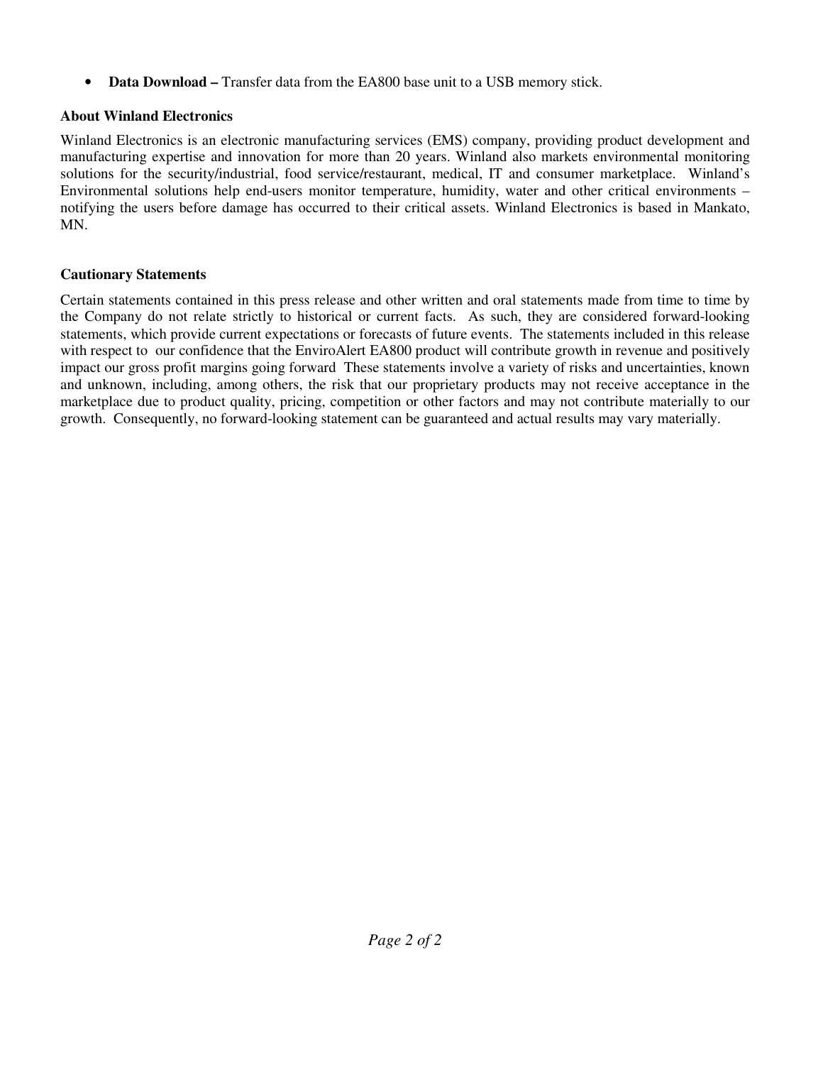- **Data Download –** Transfer data from the EA800 base unit to a USB memory stick.

### About Winland Electronics

Winland Electronics is an electronic manufacturing services (EMS) company, providing product development and manufacturing expertise and innovation for more than 20 years. Winland also markets environmental monitoring solutions for the security/industrial, food service/restaurant, medical, IT and consumer marketplace. Winland's Environmental solutions help end-users monitor temperature, humidity, water and other critical environments – notifying the users before damage has occurred to their critical assets. Winland Electronics is based in Mankato, MN.

### Cautionary Statements

Certain statements contained in this press release and other written and oral statements made from time to time by the Company do not relate strictly to historical or current facts. As such, they are considered forward-looking statements, which provide current expectations or forecasts of future events. The statements included in this release with respect to our confidence that the EnviroAlert EA800 product will contribute growth in revenue and positively impact our gross profit margins going forward These statements involve a variety of risks and uncertainties, known and unknown, including, among others, the risk that our proprietary products may not receive acceptance in the marketplace due to product quality, pricing, competition or other factors and may not contribute materially to our growth. Consequently, no forward-looking statement can be guaranteed and actual results may vary materially.